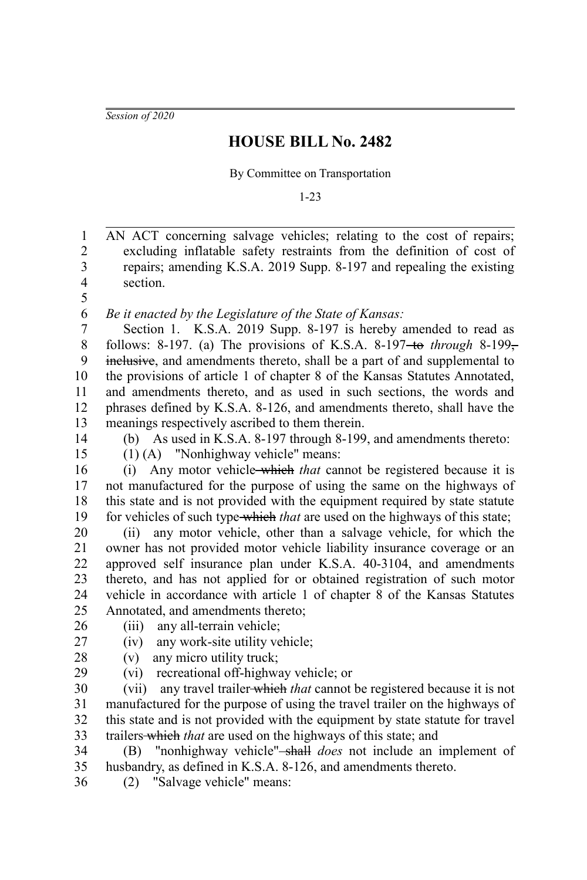*Session of 2020*

# HOUSE BILL No. 2482

By Committee on Transportation

1-23

AN ACT concerning salvage vehicles; relating to the cost of repairs; excluding inflatable safety restraints from the definition of cost of repairs; amending K.S.A. 2019 Supp. 8-197 and repealing the existing section.

*Be it enacted by the Legislature of the State of Kansas:*

Section 1. K.S.A. 2019 Supp. 8-197 is hereby amended to read as follows: 8-197. (a) The provisions of K.S.A. 8-197 ~~to~~ *through* 8-199~~, inclusive~~, and amendments thereto, shall be a part of and supplemental to the provisions of article 1 of chapter 8 of the Kansas Statutes Annotated, and amendments thereto, and as used in such sections, the words and phrases defined by K.S.A. 8-126, and amendments thereto, shall have the meanings respectively ascribed to them therein.

(b) As used in K.S.A. 8-197 through 8-199, and amendments thereto:

(1) (A) "Nonhighway vehicle" means:

(i) Any motor vehicle ~~which~~ *that* cannot be registered because it is not manufactured for the purpose of using the same on the highways of this state and is not provided with the equipment required by state statute for vehicles of such type ~~which~~ *that* are used on the highways of this state;

(ii) any motor vehicle, other than a salvage vehicle, for which the owner has not provided motor vehicle liability insurance coverage or an approved self insurance plan under K.S.A. 40-3104, and amendments thereto, and has not applied for or obtained registration of such motor vehicle in accordance with article 1 of chapter 8 of the Kansas Statutes Annotated, and amendments thereto;

(iii) any all-terrain vehicle;

(iv) any work-site utility vehicle;

(v) any micro utility truck;

(vi) recreational off-highway vehicle; or

(vii) any travel trailer ~~which~~ *that* cannot be registered because it is not manufactured for the purpose of using the travel trailer on the highways of this state and is not provided with the equipment by state statute for travel trailers ~~which~~ *that* are used on the highways of this state; and

(B) "nonhighway vehicle" ~~shall~~ *does* not include an implement of husbandry, as defined in K.S.A. 8-126, and amendments thereto.

(2) "Salvage vehicle" means: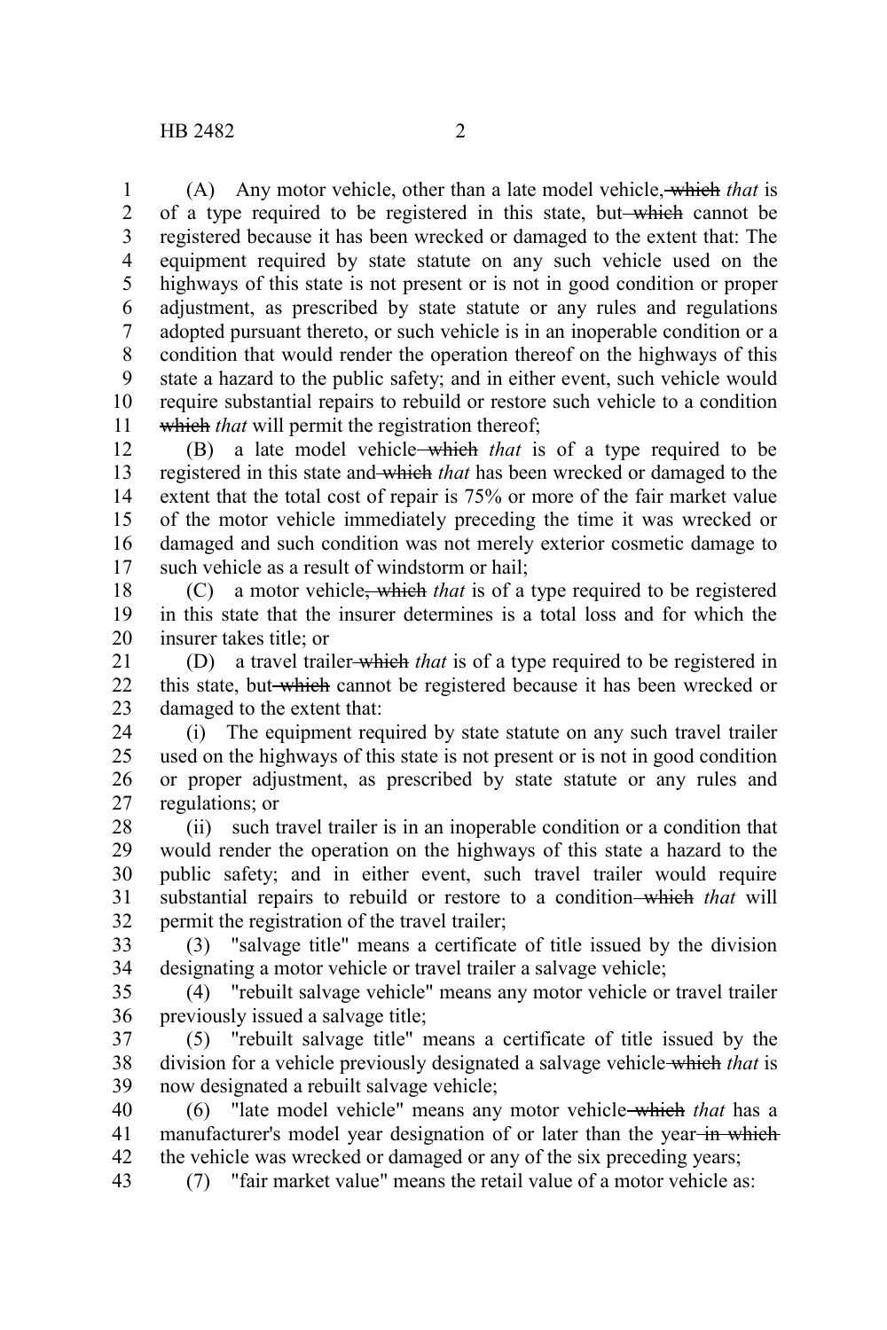(A) Any motor vehicle, other than a late model vehicle, ~~which~~ *that* is of a type required to be registered in this state, but ~~which~~ cannot be registered because it has been wrecked or damaged to the extent that: The equipment required by state statute on any such vehicle used on the highways of this state is not present or is not in good condition or proper adjustment, as prescribed by state statute or any rules and regulations adopted pursuant thereto, or such vehicle is in an inoperable condition or a condition that would render the operation thereof on the highways of this state a hazard to the public safety; and in either event, such vehicle would require substantial repairs to rebuild or restore such vehicle to a condition ~~which~~ *that* will permit the registration thereof;

(B) a late model vehicle ~~which~~ *that* is of a type required to be registered in this state and ~~which~~ *that* has been wrecked or damaged to the extent that the total cost of repair is 75% or more of the fair market value of the motor vehicle immediately preceding the time it was wrecked or damaged and such condition was not merely exterior cosmetic damage to such vehicle as a result of windstorm or hail;

(C) a motor vehicle~~, which~~ *that* is of a type required to be registered in this state that the insurer determines is a total loss and for which the insurer takes title; or

(D) a travel trailer ~~which~~ *that* is of a type required to be registered in this state, but ~~which~~ cannot be registered because it has been wrecked or damaged to the extent that:

(i) The equipment required by state statute on any such travel trailer used on the highways of this state is not present or is not in good condition or proper adjustment, as prescribed by state statute or any rules and regulations; or

(ii) such travel trailer is in an inoperable condition or a condition that would render the operation on the highways of this state a hazard to the public safety; and in either event, such travel trailer would require substantial repairs to rebuild or restore to a condition ~~which~~ *that* will permit the registration of the travel trailer;

(3) "salvage title" means a certificate of title issued by the division designating a motor vehicle or travel trailer a salvage vehicle;

(4) "rebuilt salvage vehicle" means any motor vehicle or travel trailer previously issued a salvage title;

(5) "rebuilt salvage title" means a certificate of title issued by the division for a vehicle previously designated a salvage vehicle ~~which~~ *that* is now designated a rebuilt salvage vehicle;

(6) "late model vehicle" means any motor vehicle ~~which~~ *that* has a manufacturer's model year designation of or later than the year ~~in which~~ the vehicle was wrecked or damaged or any of the six preceding years;

(7) "fair market value" means the retail value of a motor vehicle as: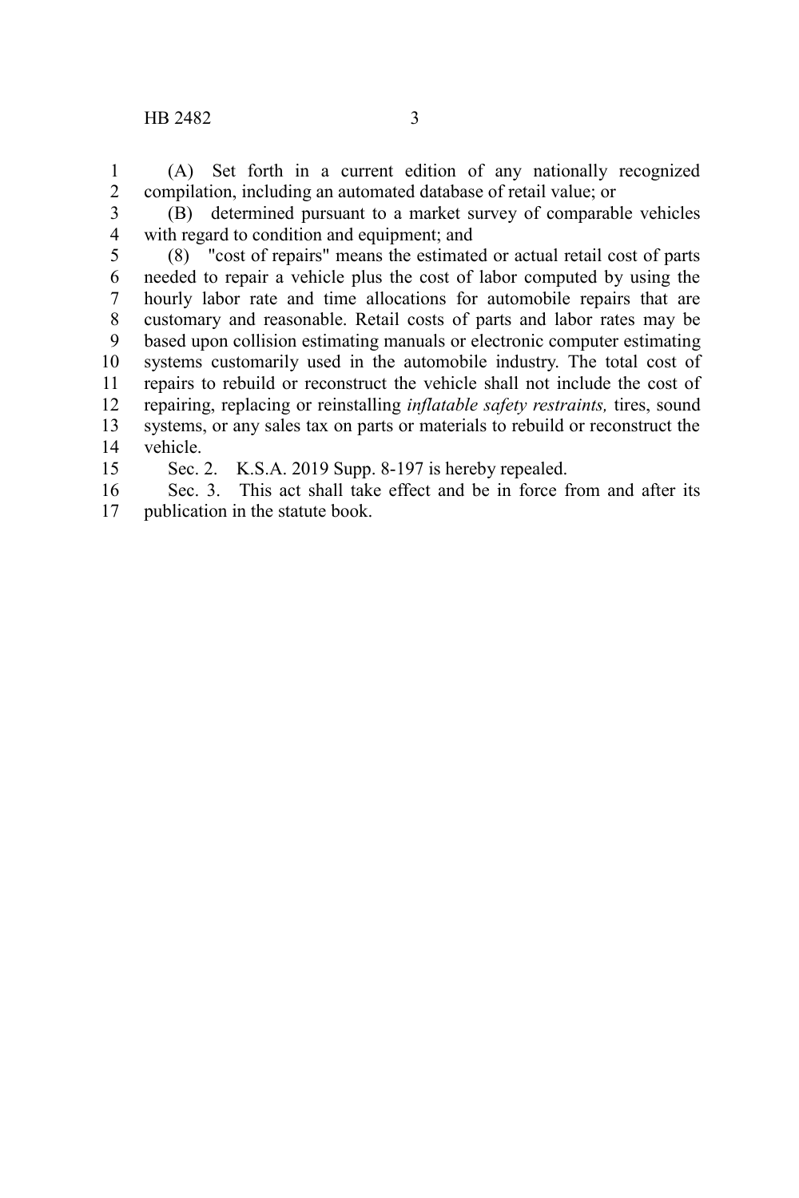(A) Set forth in a current edition of any nationally recognized compilation, including an automated database of retail value; or

(B) determined pursuant to a market survey of comparable vehicles with regard to condition and equipment; and

(8) "cost of repairs" means the estimated or actual retail cost of parts needed to repair a vehicle plus the cost of labor computed by using the hourly labor rate and time allocations for automobile repairs that are customary and reasonable. Retail costs of parts and labor rates may be based upon collision estimating manuals or electronic computer estimating systems customarily used in the automobile industry. The total cost of repairs to rebuild or reconstruct the vehicle shall not include the cost of repairing, replacing or reinstalling *inflatable safety restraints,* tires, sound systems, or any sales tax on parts or materials to rebuild or reconstruct the vehicle.

Sec. 2. K.S.A. 2019 Supp. 8-197 is hereby repealed.

Sec. 3. This act shall take effect and be in force from and after its publication in the statute book.